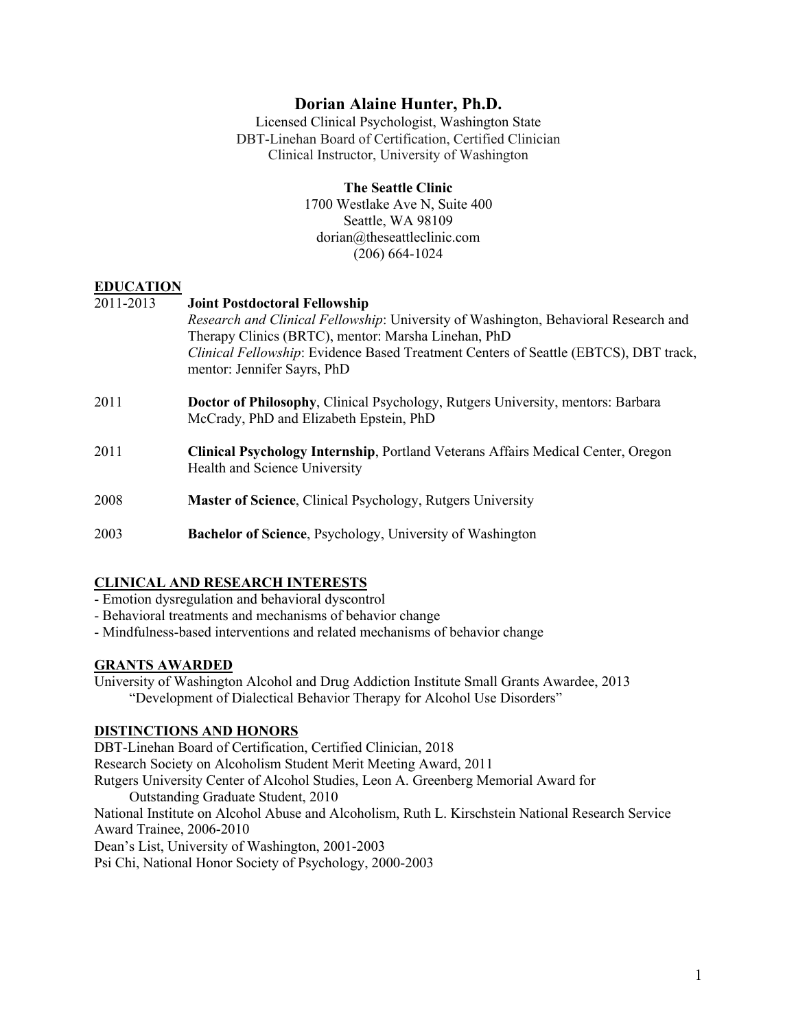# Dorian Alaine Hunter, Ph.D.

Licensed Clinical Psychologist, Washington State
DBT-Linehan Board of Certification, Certified Clinician
Clinical Instructor, University of Washington

**The Seattle Clinic**
1700 Westlake Ave N, Suite 400
Seattle, WA 98109
dorian@theseattleclinic.com
(206) 664-1024

## EDUCATION

2011-2013 **Joint Postdoctoral Fellowship**
*Research and Clinical Fellowship*: University of Washington, Behavioral Research and Therapy Clinics (BRTC), mentor: Marsha Linehan, PhD
*Clinical Fellowship*: Evidence Based Treatment Centers of Seattle (EBTCS), DBT track, mentor: Jennifer Sayrs, PhD

2011 **Doctor of Philosophy**, Clinical Psychology, Rutgers University, mentors: Barbara McCrady, PhD and Elizabeth Epstein, PhD

2011 **Clinical Psychology Internship**, Portland Veterans Affairs Medical Center, Oregon Health and Science University

2008 **Master of Science**, Clinical Psychology, Rutgers University

2003 **Bachelor of Science**, Psychology, University of Washington

## CLINICAL AND RESEARCH INTERESTS

- Emotion dysregulation and behavioral dyscontrol
- Behavioral treatments and mechanisms of behavior change
- Mindfulness-based interventions and related mechanisms of behavior change

## GRANTS AWARDED

University of Washington Alcohol and Drug Addiction Institute Small Grants Awardee, 2013
"Development of Dialectical Behavior Therapy for Alcohol Use Disorders"

## DISTINCTIONS AND HONORS

DBT-Linehan Board of Certification, Certified Clinician, 2018
Research Society on Alcoholism Student Merit Meeting Award, 2011
Rutgers University Center of Alcohol Studies, Leon A. Greenberg Memorial Award for Outstanding Graduate Student, 2010
National Institute on Alcohol Abuse and Alcoholism, Ruth L. Kirschstein National Research Service Award Trainee, 2006-2010
Dean's List, University of Washington, 2001-2003
Psi Chi, National Honor Society of Psychology, 2000-2003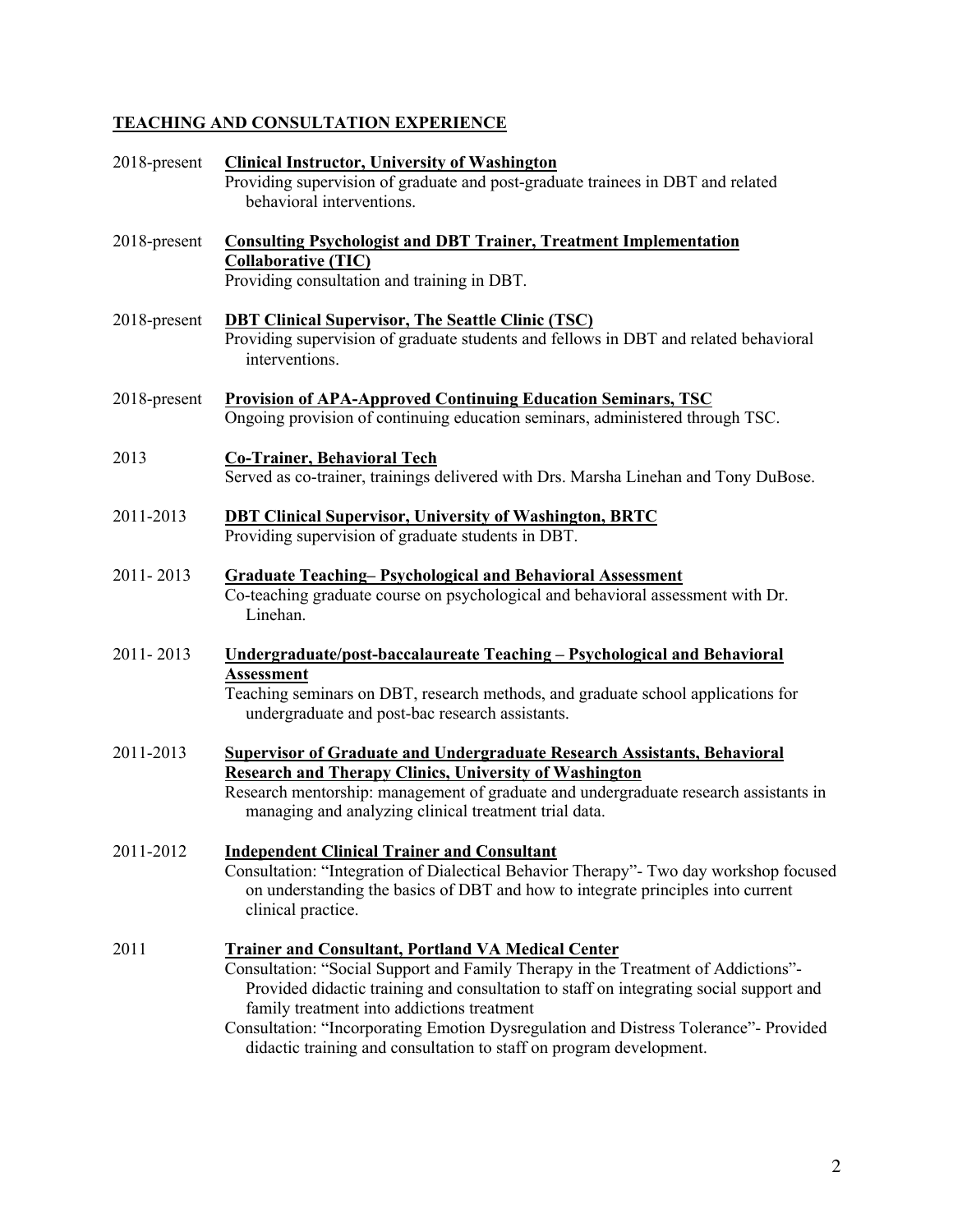## TEACHING AND CONSULTATION EXPERIENCE

2018-present **Clinical Instructor, University of Washington**
Providing supervision of graduate and post-graduate trainees in DBT and related behavioral interventions.

2018-present **Consulting Psychologist and DBT Trainer, Treatment Implementation Collaborative (TIC)**
Providing consultation and training in DBT.

2018-present **DBT Clinical Supervisor, The Seattle Clinic (TSC)**
Providing supervision of graduate students and fellows in DBT and related behavioral interventions.

2018-present **Provision of APA-Approved Continuing Education Seminars, TSC**
Ongoing provision of continuing education seminars, administered through TSC.

2013 **Co-Trainer, Behavioral Tech**
Served as co-trainer, trainings delivered with Drs. Marsha Linehan and Tony DuBose.

2011-2013 **DBT Clinical Supervisor, University of Washington, BRTC**
Providing supervision of graduate students in DBT.

2011- 2013 **Graduate Teaching– Psychological and Behavioral Assessment**
Co-teaching graduate course on psychological and behavioral assessment with Dr. Linehan.

2011- 2013 **Undergraduate/post-baccalaureate Teaching – Psychological and Behavioral Assessment**
Teaching seminars on DBT, research methods, and graduate school applications for undergraduate and post-bac research assistants.

2011-2013 **Supervisor of Graduate and Undergraduate Research Assistants, Behavioral Research and Therapy Clinics, University of Washington**
Research mentorship: management of graduate and undergraduate research assistants in managing and analyzing clinical treatment trial data.

2011-2012 **Independent Clinical Trainer and Consultant**
Consultation: "Integration of Dialectical Behavior Therapy"- Two day workshop focused on understanding the basics of DBT and how to integrate principles into current clinical practice.

2011 **Trainer and Consultant, Portland VA Medical Center**
Consultation: "Social Support and Family Therapy in the Treatment of Addictions"- Provided didactic training and consultation to staff on integrating social support and family treatment into addictions treatment
Consultation: "Incorporating Emotion Dysregulation and Distress Tolerance"- Provided didactic training and consultation to staff on program development.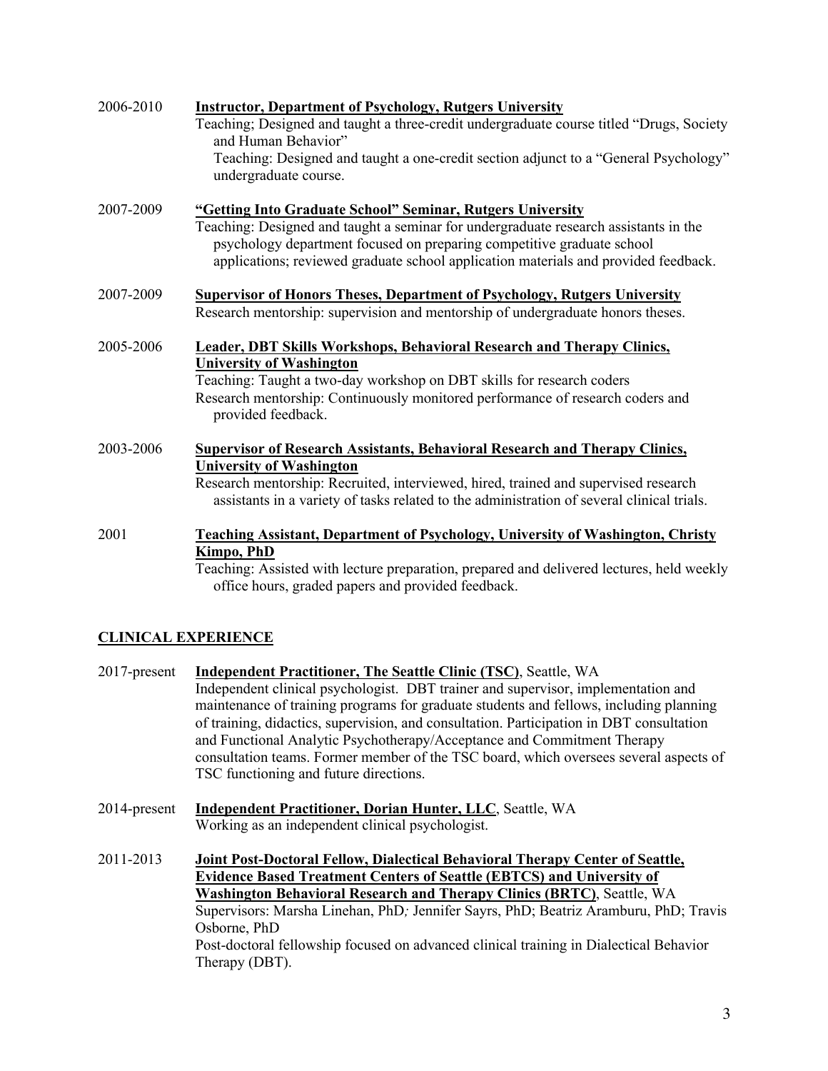2006-2010 **Instructor, Department of Psychology, Rutgers University**
Teaching; Designed and taught a three-credit undergraduate course titled "Drugs, Society and Human Behavior"
Teaching: Designed and taught a one-credit section adjunct to a "General Psychology" undergraduate course.

2007-2009 **"Getting Into Graduate School" Seminar, Rutgers University**
Teaching: Designed and taught a seminar for undergraduate research assistants in the psychology department focused on preparing competitive graduate school applications; reviewed graduate school application materials and provided feedback.

2007-2009 **Supervisor of Honors Theses, Department of Psychology, Rutgers University**
Research mentorship: supervision and mentorship of undergraduate honors theses.

2005-2006 **Leader, DBT Skills Workshops, Behavioral Research and Therapy Clinics, University of Washington**
Teaching: Taught a two-day workshop on DBT skills for research coders
Research mentorship: Continuously monitored performance of research coders and provided feedback.

2003-2006 **Supervisor of Research Assistants, Behavioral Research and Therapy Clinics, University of Washington**
Research mentorship: Recruited, interviewed, hired, trained and supervised research assistants in a variety of tasks related to the administration of several clinical trials.

2001 **Teaching Assistant, Department of Psychology, University of Washington, Christy Kimpo, PhD**
Teaching: Assisted with lecture preparation, prepared and delivered lectures, held weekly office hours, graded papers and provided feedback.

## CLINICAL EXPERIENCE

2017-present **Independent Practitioner, The Seattle Clinic (TSC)**, Seattle, WA
Independent clinical psychologist. DBT trainer and supervisor, implementation and maintenance of training programs for graduate students and fellows, including planning of training, didactics, supervision, and consultation. Participation in DBT consultation and Functional Analytic Psychotherapy/Acceptance and Commitment Therapy consultation teams. Former member of the TSC board, which oversees several aspects of TSC functioning and future directions.

2014-present **Independent Practitioner, Dorian Hunter, LLC**, Seattle, WA
Working as an independent clinical psychologist.

2011-2013 **Joint Post-Doctoral Fellow, Dialectical Behavioral Therapy Center of Seattle, Evidence Based Treatment Centers of Seattle (EBTCS) and University of Washington Behavioral Research and Therapy Clinics (BRTC)**, Seattle, WA
Supervisors: Marsha Linehan, PhD; Jennifer Sayrs, PhD; Beatriz Aramburu, PhD; Travis Osborne, PhD
Post-doctoral fellowship focused on advanced clinical training in Dialectical Behavior Therapy (DBT).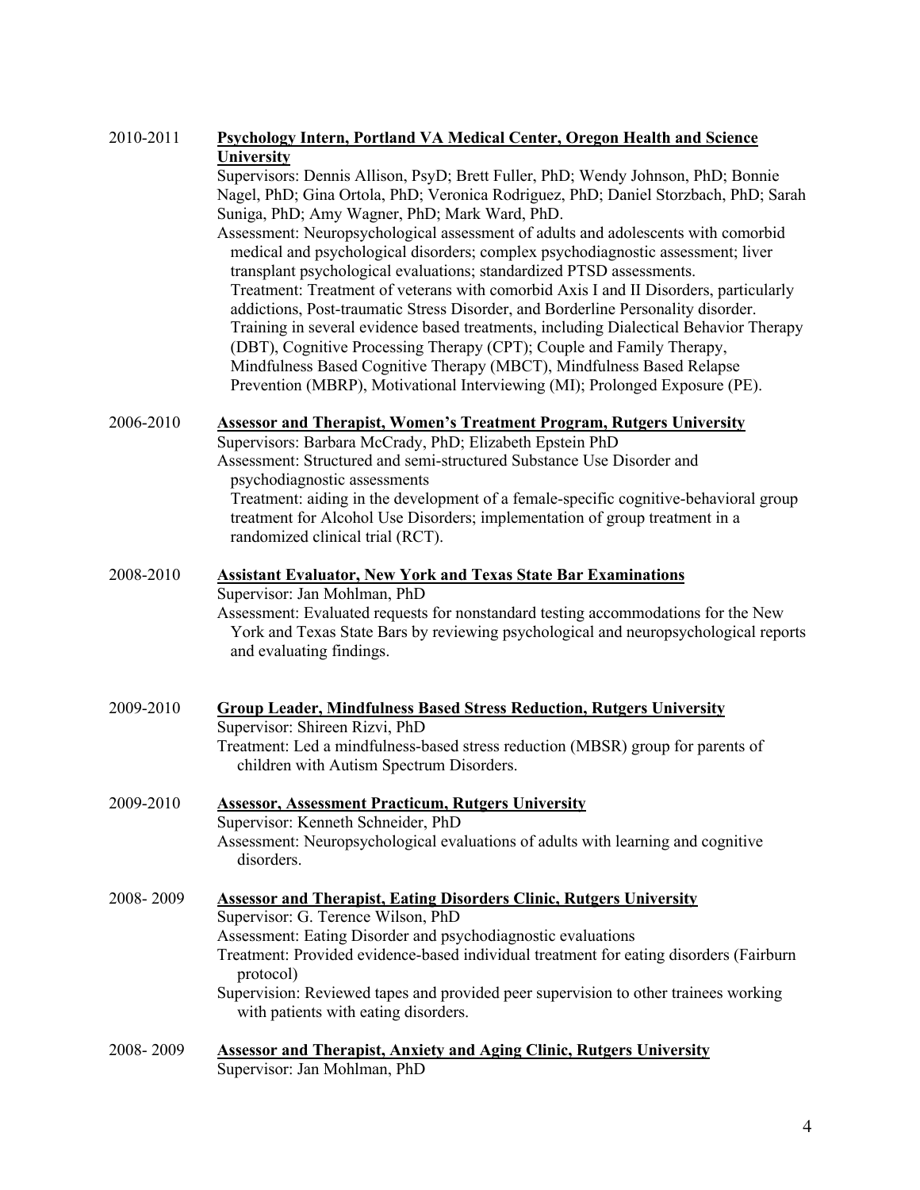2010-2011 **<u>Psychology Intern, Portland VA Medical Center, Oregon Health and Science University</u>**

Supervisors: Dennis Allison, PsyD; Brett Fuller, PhD; Wendy Johnson, PhD; Bonnie Nagel, PhD; Gina Ortola, PhD; Veronica Rodriguez, PhD; Daniel Storzbach, PhD; Sarah Suniga, PhD; Amy Wagner, PhD; Mark Ward, PhD.

Assessment: Neuropsychological assessment of adults and adolescents with comorbid medical and psychological disorders; complex psychodiagnostic assessment; liver transplant psychological evaluations; standardized PTSD assessments.

Treatment: Treatment of veterans with comorbid Axis I and II Disorders, particularly addictions, Post-traumatic Stress Disorder, and Borderline Personality disorder. Training in several evidence based treatments, including Dialectical Behavior Therapy (DBT), Cognitive Processing Therapy (CPT); Couple and Family Therapy, Mindfulness Based Cognitive Therapy (MBCT), Mindfulness Based Relapse Prevention (MBRP), Motivational Interviewing (MI); Prolonged Exposure (PE).

2006-2010 **<u>Assessor and Therapist, Women's Treatment Program, Rutgers University</u>**

Supervisors: Barbara McCrady, PhD; Elizabeth Epstein PhD

Assessment: Structured and semi-structured Substance Use Disorder and psychodiagnostic assessments

Treatment: aiding in the development of a female-specific cognitive-behavioral group treatment for Alcohol Use Disorders; implementation of group treatment in a randomized clinical trial (RCT).

2008-2010 **<u>Assistant Evaluator, New York and Texas State Bar Examinations</u>**

Supervisor: Jan Mohlman, PhD

Assessment: Evaluated requests for nonstandard testing accommodations for the New York and Texas State Bars by reviewing psychological and neuropsychological reports and evaluating findings.

2009-2010 **<u>Group Leader, Mindfulness Based Stress Reduction, Rutgers University</u>**

Supervisor: Shireen Rizvi, PhD

Treatment: Led a mindfulness-based stress reduction (MBSR) group for parents of children with Autism Spectrum Disorders.

2009-2010 **<u>Assessor, Assessment Practicum, Rutgers University</u>**

Supervisor: Kenneth Schneider, PhD

Assessment: Neuropsychological evaluations of adults with learning and cognitive disorders.

2008- 2009 **<u>Assessor and Therapist, Eating Disorders Clinic, Rutgers University</u>**

Supervisor: G. Terence Wilson, PhD

Assessment: Eating Disorder and psychodiagnostic evaluations

Treatment: Provided evidence-based individual treatment for eating disorders (Fairburn protocol)

Supervision: Reviewed tapes and provided peer supervision to other trainees working with patients with eating disorders.

2008- 2009 **<u>Assessor and Therapist, Anxiety and Aging Clinic, Rutgers University</u>**

Supervisor: Jan Mohlman, PhD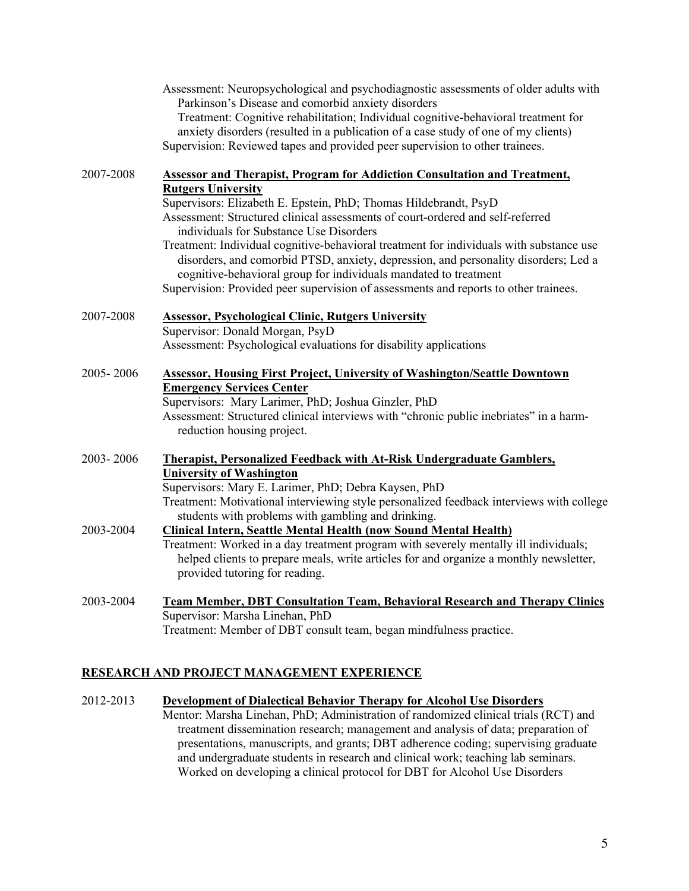Assessment: Neuropsychological and psychodiagnostic assessments of older adults with Parkinson's Disease and comorbid anxiety disorders
Treatment: Cognitive rehabilitation; Individual cognitive-behavioral treatment for anxiety disorders (resulted in a publication of a case study of one of my clients)
Supervision: Reviewed tapes and provided peer supervision to other trainees.

2007-2008 **Assessor and Therapist, Program for Addiction Consultation and Treatment, Rutgers University**
Supervisors: Elizabeth E. Epstein, PhD; Thomas Hildebrandt, PsyD
Assessment: Structured clinical assessments of court-ordered and self-referred individuals for Substance Use Disorders
Treatment: Individual cognitive-behavioral treatment for individuals with substance use disorders, and comorbid PTSD, anxiety, depression, and personality disorders; Led a cognitive-behavioral group for individuals mandated to treatment
Supervision: Provided peer supervision of assessments and reports to other trainees.

2007-2008 **Assessor, Psychological Clinic, Rutgers University**
Supervisor: Donald Morgan, PsyD
Assessment: Psychological evaluations for disability applications

2005- 2006 **Assessor, Housing First Project, University of Washington/Seattle Downtown Emergency Services Center**
Supervisors: Mary Larimer, PhD; Joshua Ginzler, PhD
Assessment: Structured clinical interviews with "chronic public inebriates" in a harm-reduction housing project.

2003- 2006 **Therapist, Personalized Feedback with At-Risk Undergraduate Gamblers, University of Washington**
Supervisors: Mary E. Larimer, PhD; Debra Kaysen, PhD
Treatment: Motivational interviewing style personalized feedback interviews with college students with problems with gambling and drinking.

2003-2004 **Clinical Intern, Seattle Mental Health (now Sound Mental Health)**
Treatment: Worked in a day treatment program with severely mentally ill individuals; helped clients to prepare meals, write articles for and organize a monthly newsletter, provided tutoring for reading.

2003-2004 **Team Member, DBT Consultation Team, Behavioral Research and Therapy Clinics**
Supervisor: Marsha Linehan, PhD
Treatment: Member of DBT consult team, began mindfulness practice.

## RESEARCH AND PROJECT MANAGEMENT EXPERIENCE

2012-2013 **Development of Dialectical Behavior Therapy for Alcohol Use Disorders**
Mentor: Marsha Linehan, PhD; Administration of randomized clinical trials (RCT) and treatment dissemination research; management and analysis of data; preparation of presentations, manuscripts, and grants; DBT adherence coding; supervising graduate and undergraduate students in research and clinical work; teaching lab seminars. Worked on developing a clinical protocol for DBT for Alcohol Use Disorders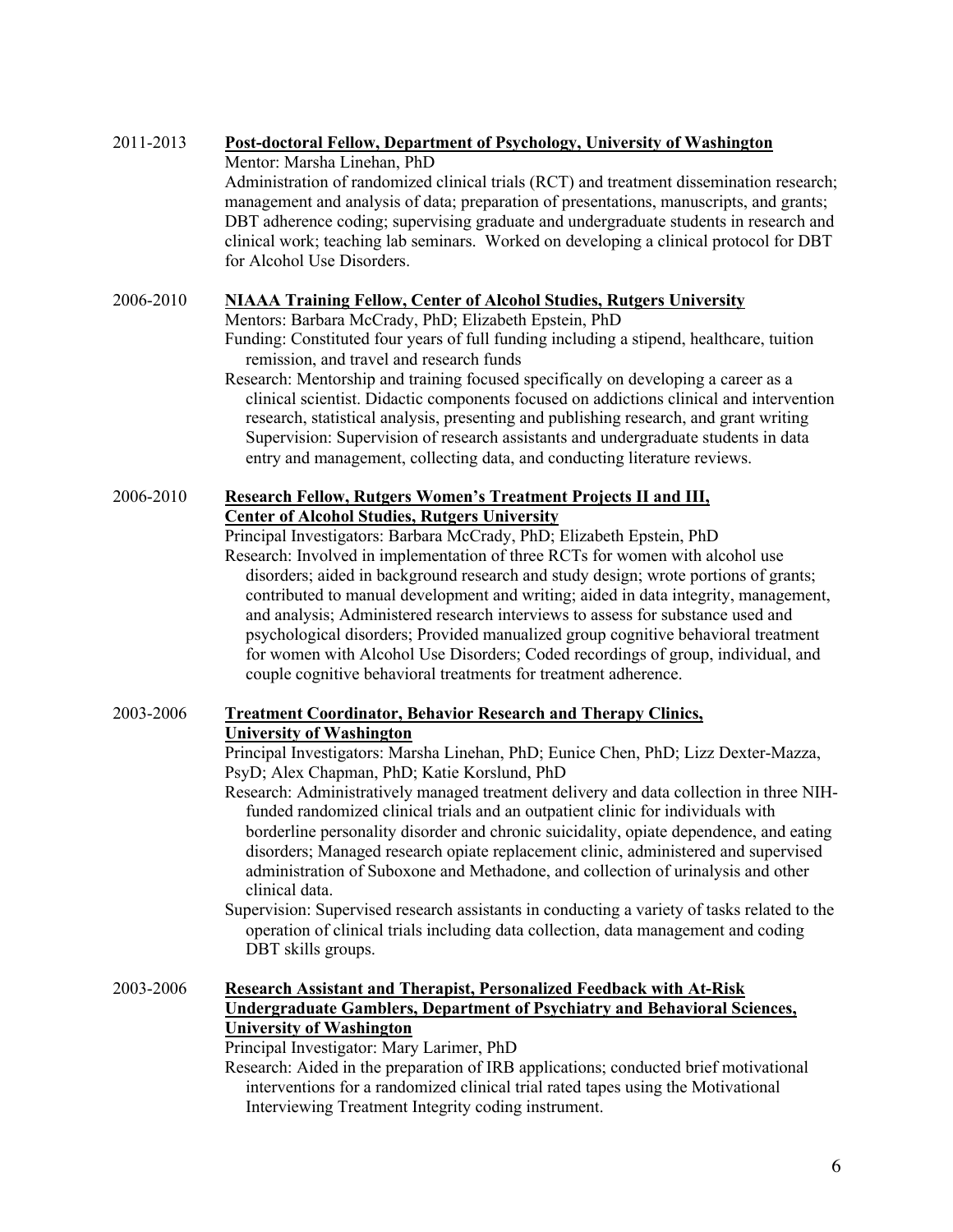2011-2013 **Post-doctoral Fellow, Department of Psychology, University of Washington**
Mentor: Marsha Linehan, PhD
Administration of randomized clinical trials (RCT) and treatment dissemination research; management and analysis of data; preparation of presentations, manuscripts, and grants; DBT adherence coding; supervising graduate and undergraduate students in research and clinical work; teaching lab seminars. Worked on developing a clinical protocol for DBT for Alcohol Use Disorders.

2006-2010 **NIAAA Training Fellow, Center of Alcohol Studies, Rutgers University**
Mentors: Barbara McCrady, PhD; Elizabeth Epstein, PhD
Funding: Constituted four years of full funding including a stipend, healthcare, tuition remission, and travel and research funds
Research: Mentorship and training focused specifically on developing a career as a clinical scientist. Didactic components focused on addictions clinical and intervention research, statistical analysis, presenting and publishing research, and grant writing Supervision: Supervision of research assistants and undergraduate students in data entry and management, collecting data, and conducting literature reviews.

2006-2010 **Research Fellow, Rutgers Women's Treatment Projects II and III, Center of Alcohol Studies, Rutgers University**
Principal Investigators: Barbara McCrady, PhD; Elizabeth Epstein, PhD
Research: Involved in implementation of three RCTs for women with alcohol use disorders; aided in background research and study design; wrote portions of grants; contributed to manual development and writing; aided in data integrity, management, and analysis; Administered research interviews to assess for substance used and psychological disorders; Provided manualized group cognitive behavioral treatment for women with Alcohol Use Disorders; Coded recordings of group, individual, and couple cognitive behavioral treatments for treatment adherence.

2003-2006 **Treatment Coordinator, Behavior Research and Therapy Clinics, University of Washington**
Principal Investigators: Marsha Linehan, PhD; Eunice Chen, PhD; Lizz Dexter-Mazza, PsyD; Alex Chapman, PhD; Katie Korslund, PhD
Research: Administratively managed treatment delivery and data collection in three NIH-funded randomized clinical trials and an outpatient clinic for individuals with borderline personality disorder and chronic suicidality, opiate dependence, and eating disorders; Managed research opiate replacement clinic, administered and supervised administration of Suboxone and Methadone, and collection of urinalysis and other clinical data.
Supervision: Supervised research assistants in conducting a variety of tasks related to the operation of clinical trials including data collection, data management and coding DBT skills groups.

2003-2006 **Research Assistant and Therapist, Personalized Feedback with At-Risk Undergraduate Gamblers, Department of Psychiatry and Behavioral Sciences, University of Washington**
Principal Investigator: Mary Larimer, PhD
Research: Aided in the preparation of IRB applications; conducted brief motivational interventions for a randomized clinical trial rated tapes using the Motivational Interviewing Treatment Integrity coding instrument.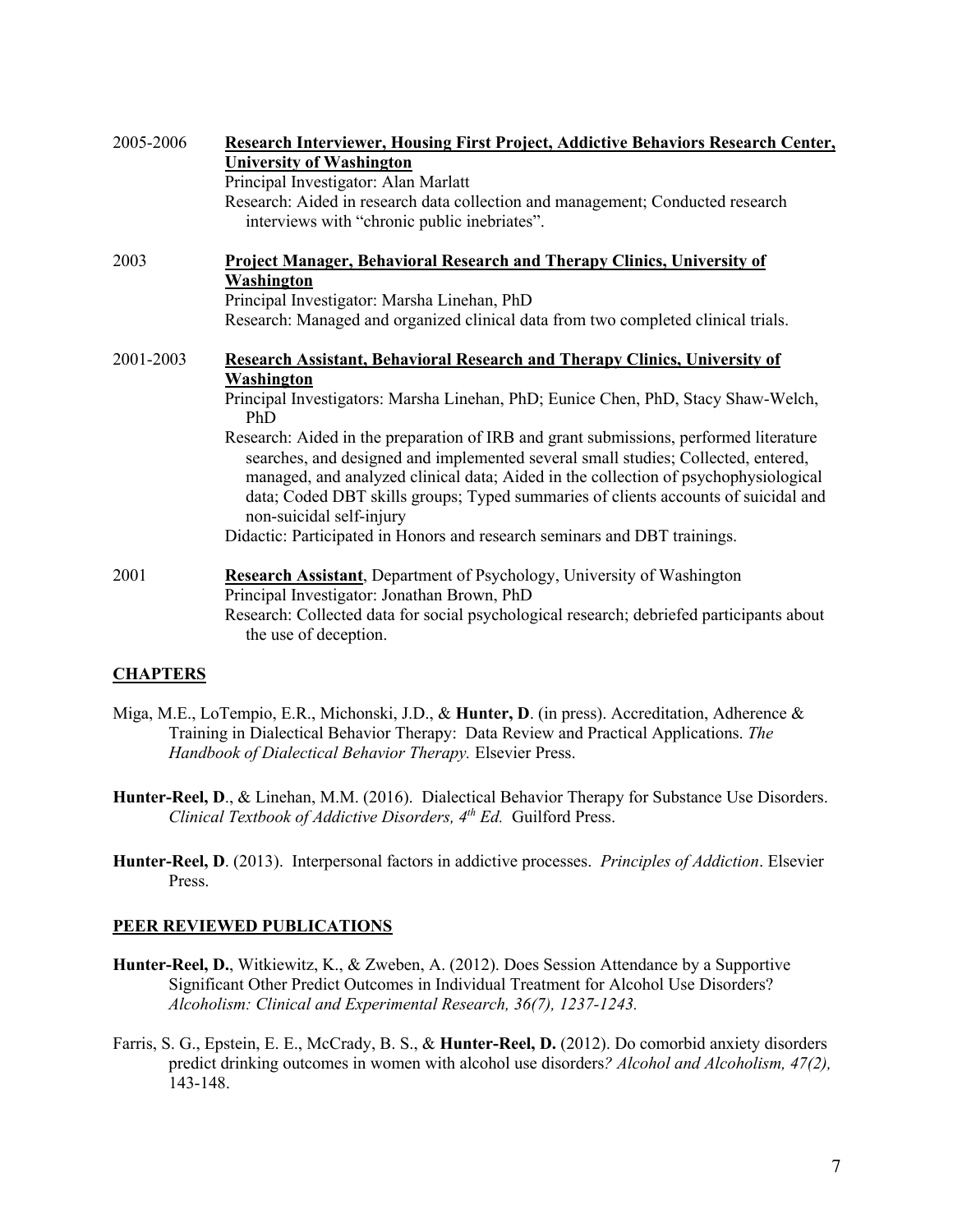2005-2006 **Research Interviewer, Housing First Project, Addictive Behaviors Research Center, University of Washington**
Principal Investigator: Alan Marlatt
Research: Aided in research data collection and management; Conducted research interviews with "chronic public inebriates".

2003 **Project Manager, Behavioral Research and Therapy Clinics, University of Washington**
Principal Investigator: Marsha Linehan, PhD
Research: Managed and organized clinical data from two completed clinical trials.

2001-2003 **Research Assistant, Behavioral Research and Therapy Clinics, University of Washington**
Principal Investigators: Marsha Linehan, PhD; Eunice Chen, PhD, Stacy Shaw-Welch, PhD
Research: Aided in the preparation of IRB and grant submissions, performed literature searches, and designed and implemented several small studies; Collected, entered, managed, and analyzed clinical data; Aided in the collection of psychophysiological data; Coded DBT skills groups; Typed summaries of clients accounts of suicidal and non-suicidal self-injury
Didactic: Participated in Honors and research seminars and DBT trainings.

2001 **Research Assistant**, Department of Psychology, University of Washington
Principal Investigator: Jonathan Brown, PhD
Research: Collected data for social psychological research; debriefed participants about the use of deception.

## CHAPTERS

Miga, M.E., LoTempio, E.R., Michonski, J.D., & **Hunter, D**. (in press). Accreditation, Adherence & Training in Dialectical Behavior Therapy: Data Review and Practical Applications. *The Handbook of Dialectical Behavior Therapy.* Elsevier Press.

**Hunter-Reel, D**., & Linehan, M.M. (2016). Dialectical Behavior Therapy for Substance Use Disorders. *Clinical Textbook of Addictive Disorders, 4th Ed.* Guilford Press.

**Hunter-Reel, D**. (2013). Interpersonal factors in addictive processes. *Principles of Addiction*. Elsevier Press.

## PEER REVIEWED PUBLICATIONS

**Hunter-Reel, D.**, Witkiewitz, K., & Zweben, A. (2012). Does Session Attendance by a Supportive Significant Other Predict Outcomes in Individual Treatment for Alcohol Use Disorders? *Alcoholism: Clinical and Experimental Research, 36(7), 1237-1243.*

Farris, S. G., Epstein, E. E., McCrady, B. S., & **Hunter-Reel, D.** (2012). Do comorbid anxiety disorders predict drinking outcomes in women with alcohol use disorders*? Alcohol and Alcoholism, 47(2),* 143-148.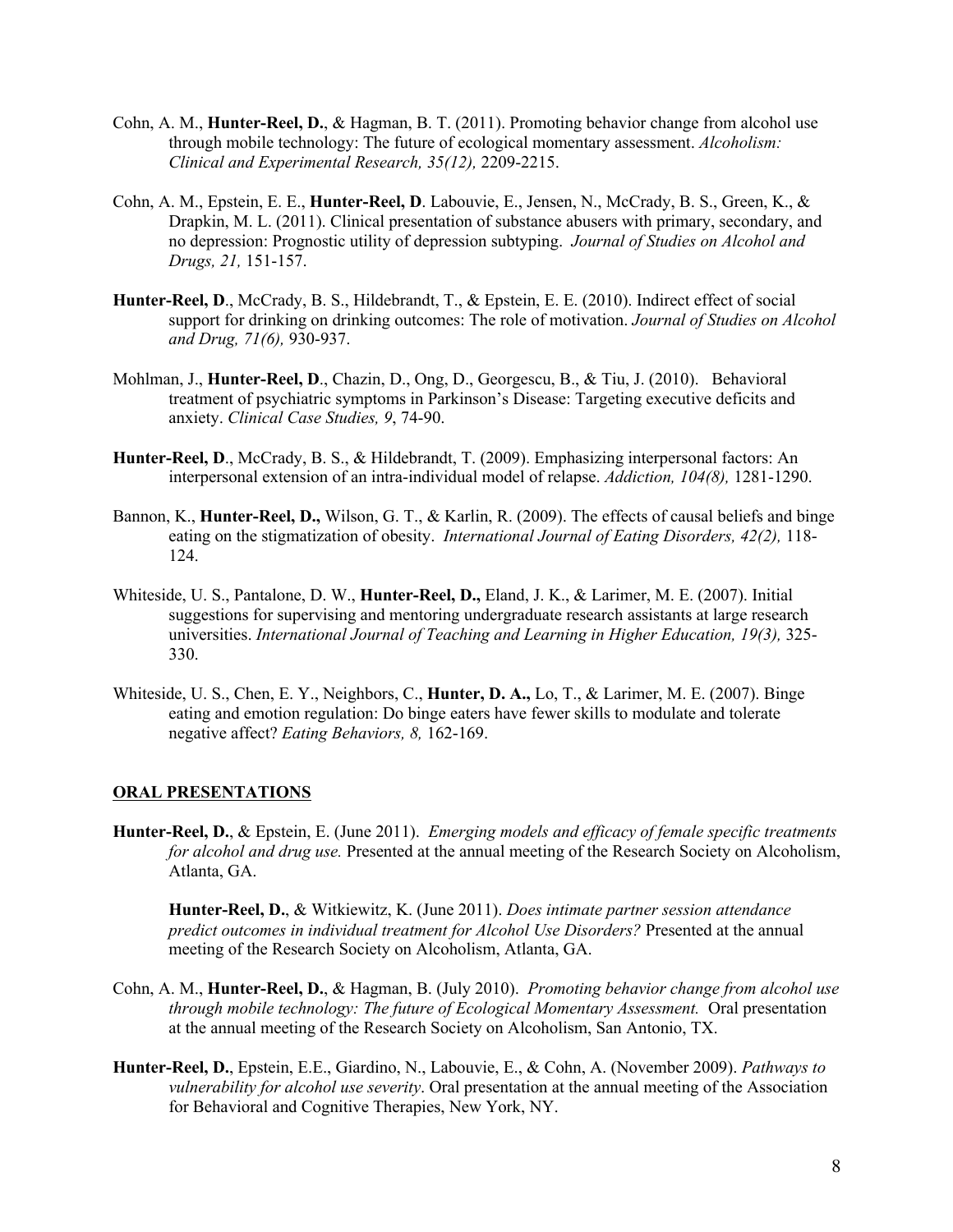Cohn, A. M., **Hunter-Reel, D.**, & Hagman, B. T. (2011). Promoting behavior change from alcohol use through mobile technology: The future of ecological momentary assessment. *Alcoholism: Clinical and Experimental Research, 35(12),* 2209-2215.

Cohn, A. M., Epstein, E. E., **Hunter-Reel, D**. Labouvie, E., Jensen, N., McCrady, B. S., Green, K., & Drapkin, M. L. (2011). Clinical presentation of substance abusers with primary, secondary, and no depression: Prognostic utility of depression subtyping. *Journal of Studies on Alcohol and Drugs, 21,* 151-157.

**Hunter-Reel, D**., McCrady, B. S., Hildebrandt, T., & Epstein, E. E. (2010). Indirect effect of social support for drinking on drinking outcomes: The role of motivation. *Journal of Studies on Alcohol and Drug, 71(6),* 930-937.

Mohlman, J., **Hunter-Reel, D**., Chazin, D., Ong, D., Georgescu, B., & Tiu, J. (2010). Behavioral treatment of psychiatric symptoms in Parkinson's Disease: Targeting executive deficits and anxiety. *Clinical Case Studies, 9*, 74-90.

**Hunter-Reel, D**., McCrady, B. S., & Hildebrandt, T. (2009). Emphasizing interpersonal factors: An interpersonal extension of an intra-individual model of relapse. *Addiction, 104(8),* 1281-1290.

Bannon, K., **Hunter-Reel, D.,** Wilson, G. T., & Karlin, R. (2009). The effects of causal beliefs and binge eating on the stigmatization of obesity. *International Journal of Eating Disorders, 42(2),* 118-124.

Whiteside, U. S., Pantalone, D. W., **Hunter-Reel, D.,** Eland, J. K., & Larimer, M. E. (2007). Initial suggestions for supervising and mentoring undergraduate research assistants at large research universities. *International Journal of Teaching and Learning in Higher Education, 19(3),* 325-330.

Whiteside, U. S., Chen, E. Y., Neighbors, C., **Hunter, D. A.,** Lo, T., & Larimer, M. E. (2007). Binge eating and emotion regulation: Do binge eaters have fewer skills to modulate and tolerate negative affect? *Eating Behaviors, 8,* 162-169.

## ORAL PRESENTATIONS

**Hunter-Reel, D.**, & Epstein, E. (June 2011). *Emerging models and efficacy of female specific treatments for alcohol and drug use.* Presented at the annual meeting of the Research Society on Alcoholism, Atlanta, GA.

**Hunter-Reel, D.**, & Witkiewitz, K. (June 2011). *Does intimate partner session attendance predict outcomes in individual treatment for Alcohol Use Disorders?* Presented at the annual meeting of the Research Society on Alcoholism, Atlanta, GA.

Cohn, A. M., **Hunter-Reel, D.**, & Hagman, B. (July 2010). *Promoting behavior change from alcohol use through mobile technology: The future of Ecological Momentary Assessment.* Oral presentation at the annual meeting of the Research Society on Alcoholism, San Antonio, TX.

**Hunter-Reel, D.**, Epstein, E.E., Giardino, N., Labouvie, E., & Cohn, A. (November 2009). *Pathways to vulnerability for alcohol use severity*. Oral presentation at the annual meeting of the Association for Behavioral and Cognitive Therapies, New York, NY.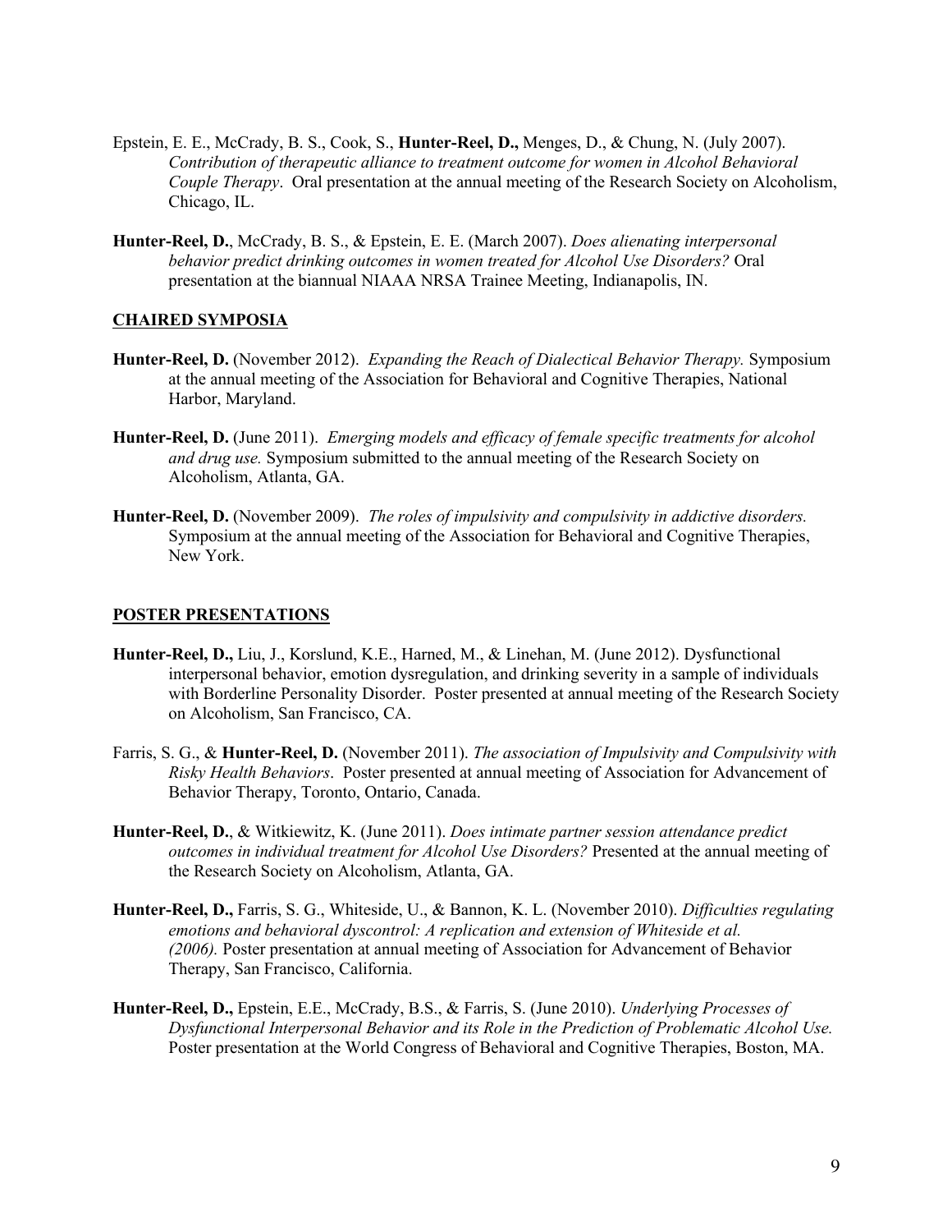Epstein, E. E., McCrady, B. S., Cook, S., **Hunter-Reel, D.,** Menges, D., & Chung, N. (July 2007). *Contribution of therapeutic alliance to treatment outcome for women in Alcohol Behavioral Couple Therapy*. Oral presentation at the annual meeting of the Research Society on Alcoholism, Chicago, IL.

**Hunter-Reel, D.**, McCrady, B. S., & Epstein, E. E. (March 2007). *Does alienating interpersonal behavior predict drinking outcomes in women treated for Alcohol Use Disorders?* Oral presentation at the biannual NIAAA NRSA Trainee Meeting, Indianapolis, IN.

## CHAIRED SYMPOSIA

**Hunter-Reel, D.** (November 2012). *Expanding the Reach of Dialectical Behavior Therapy.* Symposium at the annual meeting of the Association for Behavioral and Cognitive Therapies, National Harbor, Maryland.

**Hunter-Reel, D.** (June 2011). *Emerging models and efficacy of female specific treatments for alcohol and drug use.* Symposium submitted to the annual meeting of the Research Society on Alcoholism, Atlanta, GA.

**Hunter-Reel, D.** (November 2009). *The roles of impulsivity and compulsivity in addictive disorders.* Symposium at the annual meeting of the Association for Behavioral and Cognitive Therapies, New York.

## POSTER PRESENTATIONS

**Hunter-Reel, D.,** Liu, J., Korslund, K.E., Harned, M., & Linehan, M. (June 2012). Dysfunctional interpersonal behavior, emotion dysregulation, and drinking severity in a sample of individuals with Borderline Personality Disorder. Poster presented at annual meeting of the Research Society on Alcoholism, San Francisco, CA.

Farris, S. G., & **Hunter-Reel, D.** (November 2011). *The association of Impulsivity and Compulsivity with Risky Health Behaviors*. Poster presented at annual meeting of Association for Advancement of Behavior Therapy, Toronto, Ontario, Canada.

**Hunter-Reel, D.**, & Witkiewitz, K. (June 2011). *Does intimate partner session attendance predict outcomes in individual treatment for Alcohol Use Disorders?* Presented at the annual meeting of the Research Society on Alcoholism, Atlanta, GA.

**Hunter-Reel, D.,** Farris, S. G., Whiteside, U., & Bannon, K. L. (November 2010). *Difficulties regulating emotions and behavioral dyscontrol: A replication and extension of Whiteside et al. (2006).* Poster presentation at annual meeting of Association for Advancement of Behavior Therapy, San Francisco, California.

**Hunter-Reel, D.,** Epstein, E.E., McCrady, B.S., & Farris, S. (June 2010). *Underlying Processes of Dysfunctional Interpersonal Behavior and its Role in the Prediction of Problematic Alcohol Use.* Poster presentation at the World Congress of Behavioral and Cognitive Therapies, Boston, MA.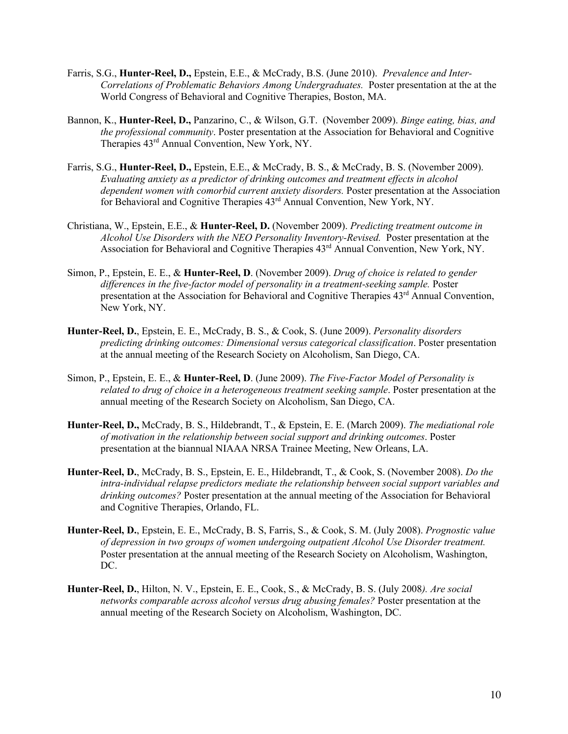Farris, S.G., **Hunter-Reel, D.,** Epstein, E.E., & McCrady, B.S. (June 2010). *Prevalence and Inter-Correlations of Problematic Behaviors Among Undergraduates.* Poster presentation at the at the World Congress of Behavioral and Cognitive Therapies, Boston, MA.

Bannon, K., **Hunter-Reel, D.,** Panzarino, C., & Wilson, G.T. (November 2009). *Binge eating, bias, and the professional community*. Poster presentation at the Association for Behavioral and Cognitive Therapies 43rd Annual Convention, New York, NY.

Farris, S.G., **Hunter-Reel, D.,** Epstein, E.E., & McCrady, B. S., & McCrady, B. S. (November 2009). *Evaluating anxiety as a predictor of drinking outcomes and treatment effects in alcohol dependent women with comorbid current anxiety disorders.* Poster presentation at the Association for Behavioral and Cognitive Therapies 43rd Annual Convention, New York, NY.

Christiana, W., Epstein, E.E., & **Hunter-Reel, D.** (November 2009). *Predicting treatment outcome in Alcohol Use Disorders with the NEO Personality Inventory-Revised.* Poster presentation at the Association for Behavioral and Cognitive Therapies 43rd Annual Convention, New York, NY.

Simon, P., Epstein, E. E., & **Hunter-Reel, D**. (November 2009). *Drug of choice is related to gender differences in the five-factor model of personality in a treatment-seeking sample.* Poster presentation at the Association for Behavioral and Cognitive Therapies 43rd Annual Convention, New York, NY.

**Hunter-Reel, D.**, Epstein, E. E., McCrady, B. S., & Cook, S. (June 2009). *Personality disorders predicting drinking outcomes: Dimensional versus categorical classification*. Poster presentation at the annual meeting of the Research Society on Alcoholism, San Diego, CA.

Simon, P., Epstein, E. E., & **Hunter-Reel, D**. (June 2009). *The Five-Factor Model of Personality is related to drug of choice in a heterogeneous treatment seeking sample*. Poster presentation at the annual meeting of the Research Society on Alcoholism, San Diego, CA.

**Hunter-Reel, D.,** McCrady, B. S., Hildebrandt, T., & Epstein, E. E. (March 2009). *The mediational role of motivation in the relationship between social support and drinking outcomes*. Poster presentation at the biannual NIAAA NRSA Trainee Meeting, New Orleans, LA.

**Hunter-Reel, D.**, McCrady, B. S., Epstein, E. E., Hildebrandt, T., & Cook, S. (November 2008). *Do the intra-individual relapse predictors mediate the relationship between social support variables and drinking outcomes?* Poster presentation at the annual meeting of the Association for Behavioral and Cognitive Therapies, Orlando, FL.

**Hunter-Reel, D.**, Epstein, E. E., McCrady, B. S, Farris, S., & Cook, S. M. (July 2008). *Prognostic value of depression in two groups of women undergoing outpatient Alcohol Use Disorder treatment.* Poster presentation at the annual meeting of the Research Society on Alcoholism, Washington, DC.

**Hunter-Reel, D.**, Hilton, N. V., Epstein, E. E., Cook, S., & McCrady, B. S. (July 2008*). Are social networks comparable across alcohol versus drug abusing females?* Poster presentation at the annual meeting of the Research Society on Alcoholism, Washington, DC.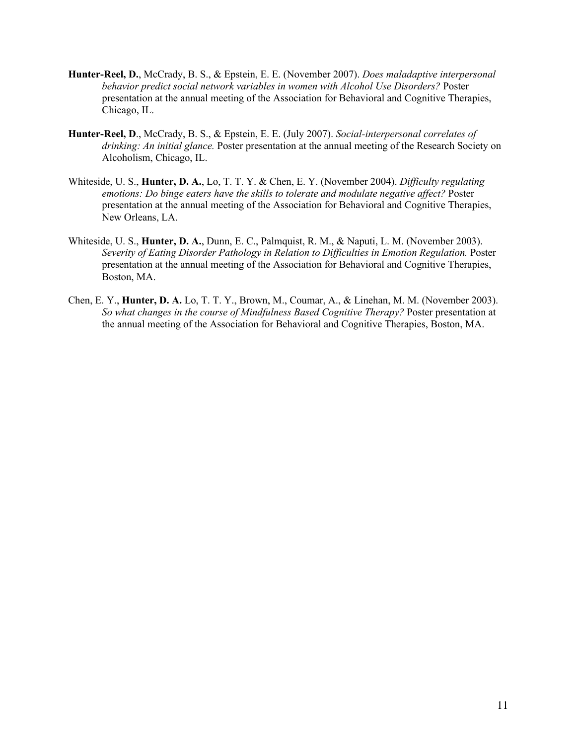**Hunter-Reel, D.**, McCrady, B. S., & Epstein, E. E. (November 2007). *Does maladaptive interpersonal behavior predict social network variables in women with Alcohol Use Disorders?* Poster presentation at the annual meeting of the Association for Behavioral and Cognitive Therapies, Chicago, IL.

**Hunter-Reel, D**., McCrady, B. S., & Epstein, E. E. (July 2007). *Social-interpersonal correlates of drinking: An initial glance.* Poster presentation at the annual meeting of the Research Society on Alcoholism, Chicago, IL.

Whiteside, U. S., **Hunter, D. A.**, Lo, T. T. Y. & Chen, E. Y. (November 2004). *Difficulty regulating emotions: Do binge eaters have the skills to tolerate and modulate negative affect?* Poster presentation at the annual meeting of the Association for Behavioral and Cognitive Therapies, New Orleans, LA.

Whiteside, U. S., **Hunter, D. A.**, Dunn, E. C., Palmquist, R. M., & Naputi, L. M. (November 2003). *Severity of Eating Disorder Pathology in Relation to Difficulties in Emotion Regulation.* Poster presentation at the annual meeting of the Association for Behavioral and Cognitive Therapies, Boston, MA.

Chen, E. Y., **Hunter, D. A.** Lo, T. T. Y., Brown, M., Coumar, A., & Linehan, M. M. (November 2003). *So what changes in the course of Mindfulness Based Cognitive Therapy?* Poster presentation at the annual meeting of the Association for Behavioral and Cognitive Therapies, Boston, MA.